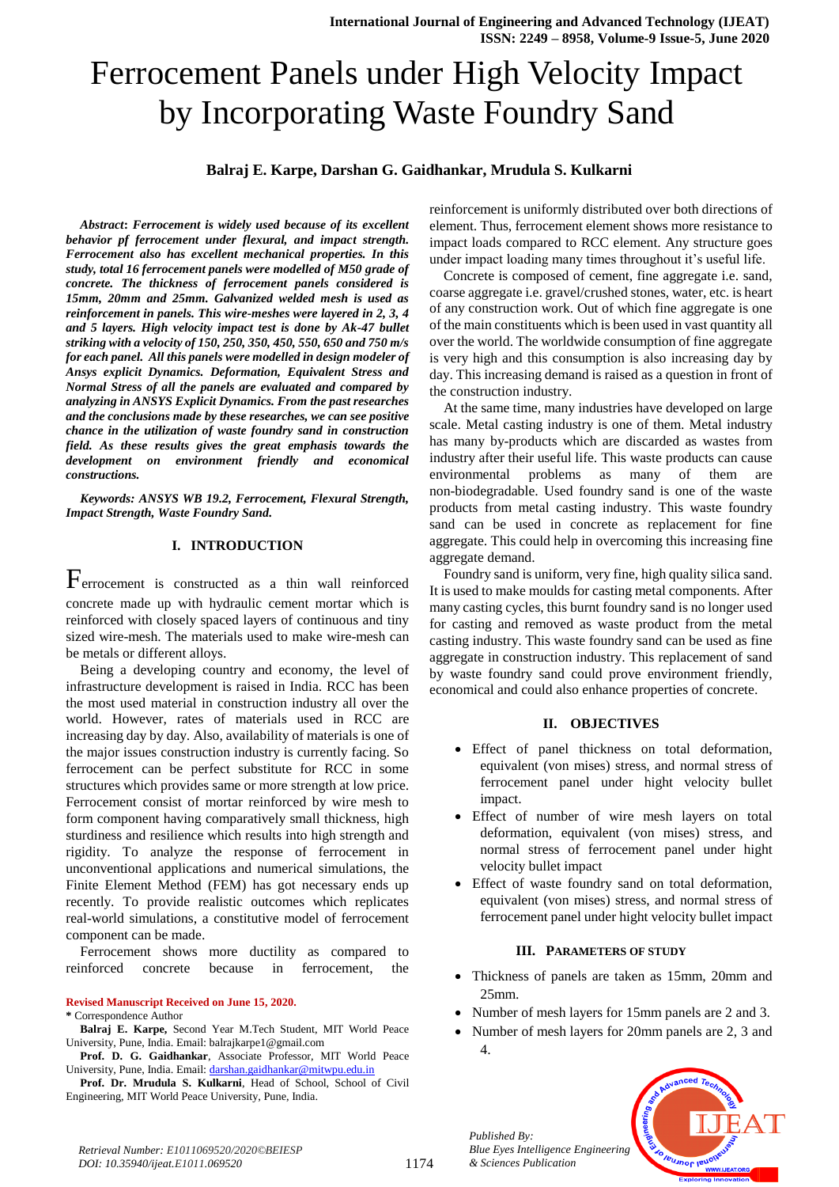# Ferrocement Panels under High Velocity Impact by Incorporating Waste Foundry Sand

**Balraj E. Karpe, Darshan G. Gaidhankar, Mrudula S. Kulkarni**

***Abstract*****: *Ferrocement is widely used because of its excellent behavior pf ferrocement under flexural, and impact strength. Ferrocement also has excellent mechanical properties. In this study, total 16 ferrocement panels were modelled of M50 grade of concrete. The thickness of ferrocement panels considered is 15mm, 20mm and 25mm. Galvanized welded mesh is used as reinforcement in panels. This wire-meshes were layered in 2, 3, 4 and 5 layers. High velocity impact test is done by Ak-47 bullet striking with a velocity of 150, 250, 350, 450, 550, 650 and 750 m/s for each panel. All this panels were modelled in design modeler of Ansys explicit Dynamics. Deformation, Equivalent Stress and Normal Stress of all the panels are evaluated and compared by analyzing in ANSYS Explicit Dynamics. From the past researches and the conclusions made by these researches, we can see positive chance in the utilization of waste foundry sand in construction field. As these results gives the great emphasis towards the development on environment friendly and economical constructions.***

***Keywords: ANSYS WB 19.2, Ferrocement, Flexural Strength, Impact Strength, Waste Foundry Sand.***

## I. INTRODUCTION

Ferrocement is constructed as a thin wall reinforced concrete made up with hydraulic cement mortar which is reinforced with closely spaced layers of continuous and tiny sized wire-mesh. The materials used to make wire-mesh can be metals or different alloys.

Being a developing country and economy, the level of infrastructure development is raised in India. RCC has been the most used material in construction industry all over the world. However, rates of materials used in RCC are increasing day by day. Also, availability of materials is one of the major issues construction industry is currently facing. So ferrocement can be perfect substitute for RCC in some structures which provides same or more strength at low price. Ferrocement consist of mortar reinforced by wire mesh to form component having comparatively small thickness, high sturdiness and resilience which results into high strength and rigidity. To analyze the response of ferrocement in unconventional applications and numerical simulations, the Finite Element Method (FEM) has got necessary ends up recently. To provide realistic outcomes which replicates real-world simulations, a constitutive model of ferrocement component can be made.

Ferrocement shows more ductility as compared to reinforced concrete because in ferrocement, the reinforcement is uniformly distributed over both directions of element. Thus, ferrocement element shows more resistance to impact loads compared to RCC element. Any structure goes under impact loading many times throughout it's useful life.

Concrete is composed of cement, fine aggregate i.e. sand, coarse aggregate i.e. gravel/crushed stones, water, etc. is heart of any construction work. Out of which fine aggregate is one of the main constituents which is been used in vast quantity all over the world. The worldwide consumption of fine aggregate is very high and this consumption is also increasing day by day. This increasing demand is raised as a question in front of the construction industry.

At the same time, many industries have developed on large scale. Metal casting industry is one of them. Metal industry has many by-products which are discarded as wastes from industry after their useful life. This waste products can cause environmental problems as many of them are non-biodegradable. Used foundry sand is one of the waste products from metal casting industry. This waste foundry sand can be used in concrete as replacement for fine aggregate. This could help in overcoming this increasing fine aggregate demand.

Foundry sand is uniform, very fine, high quality silica sand. It is used to make moulds for casting metal components. After many casting cycles, this burnt foundry sand is no longer used for casting and removed as waste product from the metal casting industry. This waste foundry sand can be used as fine aggregate in construction industry. This replacement of sand by waste foundry sand could prove environment friendly, economical and could also enhance properties of concrete.

## II. OBJECTIVES

- Effect of panel thickness on total deformation, equivalent (von mises) stress, and normal stress of ferrocement panel under hight velocity bullet impact.
- Effect of number of wire mesh layers on total deformation, equivalent (von mises) stress, and normal stress of ferrocement panel under hight velocity bullet impact
- Effect of waste foundry sand on total deformation, equivalent (von mises) stress, and normal stress of ferrocement panel under hight velocity bullet impact

## III. PARAMETERS OF STUDY

- Thickness of panels are taken as 15mm, 20mm and 25mm.
- Number of mesh layers for 15mm panels are 2 and 3.
- Number of mesh layers for 20mm panels are 2, 3 and 4.

**Revised Manuscript Received on June 15, 2020.**

**\*** Correspondence Author

**Balraj E. Karpe,** Second Year M.Tech Student, MIT World Peace University, Pune, India. Email: balrajkarpe1@gmail.com

**Prof. D. G. Gaidhankar**, Associate Professor, MIT World Peace University, Pune, India. Email: darshan.gaidhankar@mitwpu.edu.in

**Prof. Dr. Mrudula S. Kulkarni**, Head of School, School of Civil Engineering, MIT World Peace University, Pune, India.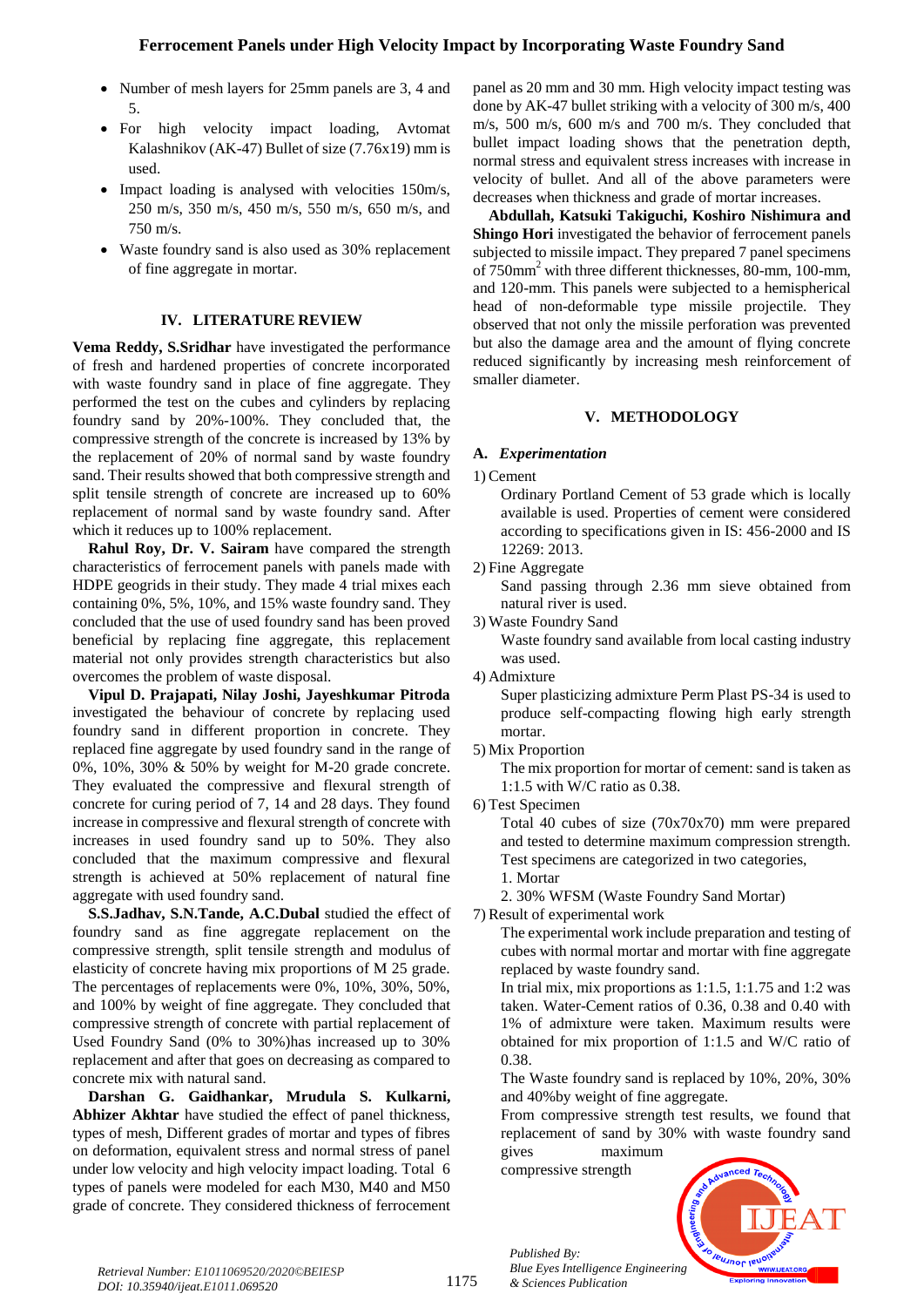- Number of mesh layers for 25mm panels are 3, 4 and 5.
- For high velocity impact loading, Avtomat Kalashnikov (AK-47) Bullet of size (7.76x19) mm is used.
- Impact loading is analysed with velocities 150m/s, 250 m/s, 350 m/s, 450 m/s, 550 m/s, 650 m/s, and 750 m/s.
- Waste foundry sand is also used as 30% replacement of fine aggregate in mortar.

## IV. LITERATURE REVIEW

**Vema Reddy, S.Sridhar** have investigated the performance of fresh and hardened properties of concrete incorporated with waste foundry sand in place of fine aggregate. They performed the test on the cubes and cylinders by replacing foundry sand by 20%-100%. They concluded that, the compressive strength of the concrete is increased by 13% by the replacement of 20% of normal sand by waste foundry sand. Their results showed that both compressive strength and split tensile strength of concrete are increased up to 60% replacement of normal sand by waste foundry sand. After which it reduces up to 100% replacement.

**Rahul Roy, Dr. V. Sairam** have compared the strength characteristics of ferrocement panels with panels made with HDPE geogrids in their study. They made 4 trial mixes each containing 0%, 5%, 10%, and 15% waste foundry sand. They concluded that the use of used foundry sand has been proved beneficial by replacing fine aggregate, this replacement material not only provides strength characteristics but also overcomes the problem of waste disposal.

**Vipul D. Prajapati, Nilay Joshi, Jayeshkumar Pitroda** investigated the behaviour of concrete by replacing used foundry sand in different proportion in concrete. They replaced fine aggregate by used foundry sand in the range of 0%, 10%, 30% & 50% by weight for M-20 grade concrete. They evaluated the compressive and flexural strength of concrete for curing period of 7, 14 and 28 days. They found increase in compressive and flexural strength of concrete with increases in used foundry sand up to 50%. They also concluded that the maximum compressive and flexural strength is achieved at 50% replacement of natural fine aggregate with used foundry sand.

**S.S.Jadhav, S.N.Tande, A.C.Dubal** studied the effect of foundry sand as fine aggregate replacement on the compressive strength, split tensile strength and modulus of elasticity of concrete having mix proportions of M 25 grade. The percentages of replacements were 0%, 10%, 30%, 50%, and 100% by weight of fine aggregate. They concluded that compressive strength of concrete with partial replacement of Used Foundry Sand (0% to 30%)has increased up to 30% replacement and after that goes on decreasing as compared to concrete mix with natural sand.

**Darshan G. Gaidhankar, Mrudula S. Kulkarni, Abhizer Akhtar** have studied the effect of panel thickness, types of mesh, Different grades of mortar and types of fibres on deformation, equivalent stress and normal stress of panel under low velocity and high velocity impact loading. Total 6 types of panels were modeled for each M30, M40 and M50 grade of concrete. They considered thickness of ferrocement panel as 20 mm and 30 mm. High velocity impact testing was done by AK-47 bullet striking with a velocity of 300 m/s, 400 m/s, 500 m/s, 600 m/s and 700 m/s. They concluded that bullet impact loading shows that the penetration depth, normal stress and equivalent stress increases with increase in velocity of bullet. And all of the above parameters were decreases when thickness and grade of mortar increases.

**Abdullah, Katsuki Takiguchi, Koshiro Nishimura and Shingo Hori** investigated the behavior of ferrocement panels subjected to missile impact. They prepared 7 panel specimens of 750mm$^2$ with three different thicknesses, 80-mm, 100-mm, and 120-mm. This panels were subjected to a hemispherical head of non-deformable type missile projectile. They observed that not only the missile perforation was prevented but also the damage area and the amount of flying concrete reduced significantly by increasing mesh reinforcement of smaller diameter.

## V. METHODOLOGY

### A. *Experimentation*

1) Cement

Ordinary Portland Cement of 53 grade which is locally available is used. Properties of cement were considered according to specifications given in IS: 456-2000 and IS 12269: 2013.

2) Fine Aggregate

Sand passing through 2.36 mm sieve obtained from natural river is used.

3) Waste Foundry Sand

Waste foundry sand available from local casting industry was used.

4) Admixture

Super plasticizing admixture Perm Plast PS-34 is used to produce self-compacting flowing high early strength mortar.

5) Mix Proportion

The mix proportion for mortar of cement: sand is taken as 1:1.5 with W/C ratio as 0.38.

6) Test Specimen

Total 40 cubes of size (70x70x70) mm were prepared and tested to determine maximum compression strength. Test specimens are categorized in two categories,

1. Mortar
2. 30% WFSM (Waste Foundry Sand Mortar)

7) Result of experimental work

The experimental work include preparation and testing of cubes with normal mortar and mortar with fine aggregate replaced by waste foundry sand.

In trial mix, mix proportions as 1:1.5, 1:1.75 and 1:2 was taken. Water-Cement ratios of 0.36, 0.38 and 0.40 with 1% of admixture were taken. Maximum results were obtained for mix proportion of 1:1.5 and W/C ratio of 0.38.

The Waste foundry sand is replaced by 10%, 20%, 30% and 40%by weight of fine aggregate.

From compressive strength test results, we found that replacement of sand by 30% with waste foundry sand gives maximum compressive strength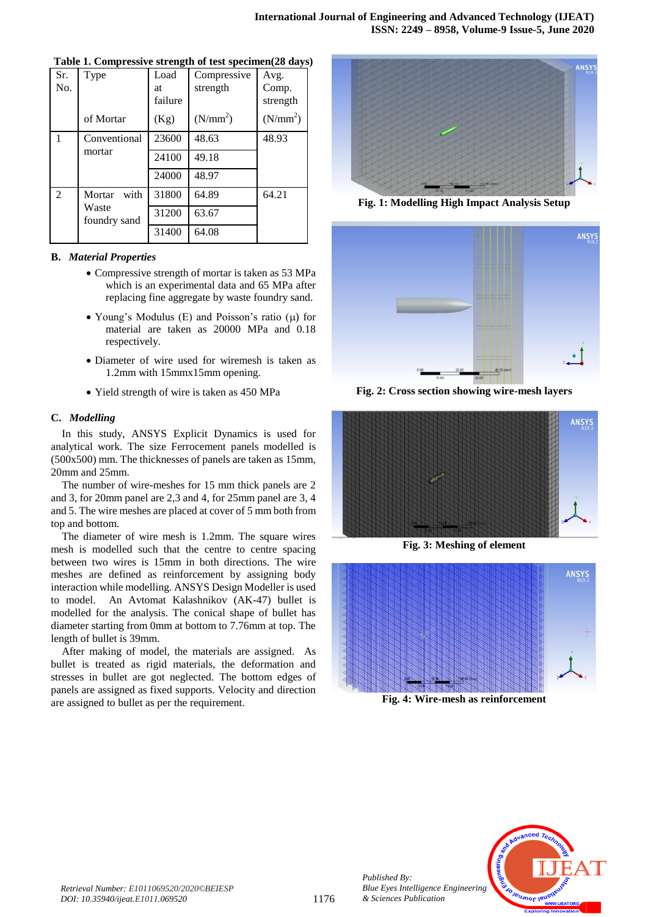**Table 1. Compressive strength of test specimen(28 days)**

| Sr. No. | Type of Mortar | Load at failure (Kg) | Compressive strength (N/mm$^2$) | Avg. Comp. strength (N/mm$^2$) |
|---|---|---|---|---|
| 1 | Conventional mortar | 23600 | 48.63 | 48.93 |
| | | 24100 | 49.18 | |
| | | 24000 | 48.97 | |
| 2 | Mortar with Waste foundry sand | 31800 | 64.89 | 64.21 |
| | | 31200 | 63.67 | |
| | | 31400 | 64.08 | |

### B. *Material Properties*

- Compressive strength of mortar is taken as 53 MPa which is an experimental data and 65 MPa after replacing fine aggregate by waste foundry sand.
- Young's Modulus (E) and Poisson's ratio (μ) for material are taken as 20000 MPa and 0.18 respectively.
- Diameter of wire used for wiremesh is taken as 1.2mm with 15mmx15mm opening.
- Yield strength of wire is taken as 450 MPa

### C. *Modelling*

In this study, ANSYS Explicit Dynamics is used for analytical work. The size Ferrocement panels modelled is (500x500) mm. The thicknesses of panels are taken as 15mm, 20mm and 25mm.

The number of wire-meshes for 15 mm thick panels are 2 and 3, for 20mm panel are 2,3 and 4, for 25mm panel are 3, 4 and 5. The wire meshes are placed at cover of 5 mm both from top and bottom.

The diameter of wire mesh is 1.2mm. The square wires mesh is modelled such that the centre to centre spacing between two wires is 15mm in both directions. The wire meshes are defined as reinforcement by assigning body interaction while modelling. ANSYS Design Modeller is used to model. An Avtomat Kalashnikov (AK-47) bullet is modelled for the analysis. The conical shape of bullet has diameter starting from 0mm at bottom to 7.76mm at top. The length of bullet is 39mm.

After making of model, the materials are assigned. As bullet is treated as rigid materials, the deformation and stresses in bullet are got neglected. The bottom edges of panels are assigned as fixed supports. Velocity and direction are assigned to bullet as per the requirement.

**Fig. 1: Modelling High Impact Analysis Setup**

**Fig. 2: Cross section showing wire-mesh layers**

**Fig. 3: Meshing of element**

**Fig. 4: Wire-mesh as reinforcement**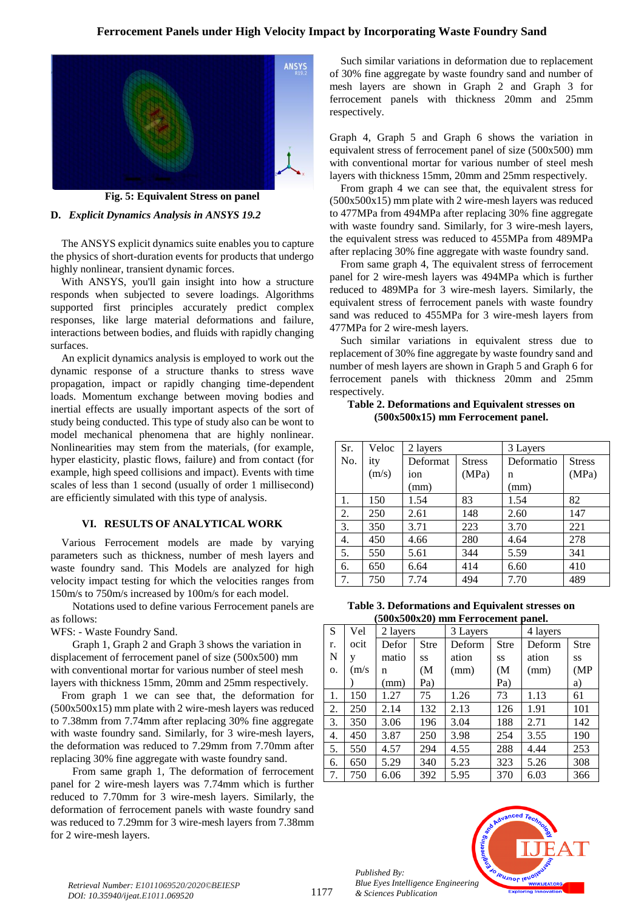Fig. 5: Equivalent Stress on panel

### D. *Explicit Dynamics Analysis in ANSYS 19.2*

The ANSYS explicit dynamics suite enables you to capture the physics of short-duration events for products that undergo highly nonlinear, transient dynamic forces.

With ANSYS, you'll gain insight into how a structure responds when subjected to severe loadings. Algorithms supported first principles accurately predict complex responses, like large material deformations and failure, interactions between bodies, and fluids with rapidly changing surfaces.

An explicit dynamics analysis is employed to work out the dynamic response of a structure thanks to stress wave propagation, impact or rapidly changing time-dependent loads. Momentum exchange between moving bodies and inertial effects are usually important aspects of the sort of study being conducted. This type of study also can be wont to model mechanical phenomena that are highly nonlinear. Nonlinearities may stem from the materials, (for example, hyper elasticity, plastic flows, failure) and from contact (for example, high speed collisions and impact). Events with time scales of less than 1 second (usually of order 1 millisecond) are efficiently simulated with this type of analysis.

## VI. RESULTS OF ANALYTICAL WORK

Various Ferrocement models are made by varying parameters such as thickness, number of mesh layers and waste foundry sand. This Models are analyzed for high velocity impact testing for which the velocities ranges from 150m/s to 750m/s increased by 100m/s for each model.

Notations used to define various Ferrocement panels are as follows:

WFS: - Waste Foundry Sand.

Graph 1, Graph 2 and Graph 3 shows the variation in displacement of ferrocement panel of size (500x500) mm with conventional mortar for various number of steel mesh layers with thickness 15mm, 20mm and 25mm respectively.

From graph 1 we can see that, the deformation for (500x500x15) mm plate with 2 wire-mesh layers was reduced to 7.38mm from 7.74mm after replacing 30% fine aggregate with waste foundry sand. Similarly, for 3 wire-mesh layers, the deformation was reduced to 7.29mm from 7.70mm after replacing 30% fine aggregate with waste foundry sand.

From same graph 1, The deformation of ferrocement panel for 2 wire-mesh layers was 7.74mm which is further reduced to 7.70mm for 3 wire-mesh layers. Similarly, the deformation of ferrocement panels with waste foundry sand was reduced to 7.29mm for 3 wire-mesh layers from 7.38mm for 2 wire-mesh layers.

Such similar variations in deformation due to replacement of 30% fine aggregate by waste foundry sand and number of mesh layers are shown in Graph 2 and Graph 3 for ferrocement panels with thickness 20mm and 25mm respectively.

Graph 4, Graph 5 and Graph 6 shows the variation in equivalent stress of ferrocement panel of size (500x500) mm with conventional mortar for various number of steel mesh layers with thickness 15mm, 20mm and 25mm respectively.

From graph 4 we can see that, the equivalent stress for (500x500x15) mm plate with 2 wire-mesh layers was reduced to 477MPa from 494MPa after replacing 30% fine aggregate with waste foundry sand. Similarly, for 3 wire-mesh layers, the equivalent stress was reduced to 455MPa from 489MPa after replacing 30% fine aggregate with waste foundry sand.

From same graph 4, The equivalent stress of ferrocement panel for 2 wire-mesh layers was 494MPa which is further reduced to 489MPa for 3 wire-mesh layers. Similarly, the equivalent stress of ferrocement panels with waste foundry sand was reduced to 455MPa for 3 wire-mesh layers from 477MPa for 2 wire-mesh layers.

Such similar variations in equivalent stress due to replacement of 30% fine aggregate by waste foundry sand and number of mesh layers are shown in Graph 5 and Graph 6 for ferrocement panels with thickness 20mm and 25mm respectively.

**Table 2. Deformations and Equivalent stresses on (500x500x15) mm Ferrocement panel.**

| Sr. No. | Velocity (m/s) | 2 layers | | 3 Layers | |
|---|---|---|---|---|---|
| | | Deformation (mm) | Stress (MPa) | Deformation (mm) | Stress (MPa) |
| 1. | 150 | 1.54 | 83 | 1.54 | 82 |
| 2. | 250 | 2.61 | 148 | 2.60 | 147 |
| 3. | 350 | 3.71 | 223 | 3.70 | 221 |
| 4. | 450 | 4.66 | 280 | 4.64 | 278 |
| 5. | 550 | 5.61 | 344 | 5.59 | 341 |
| 6. | 650 | 6.64 | 414 | 6.60 | 410 |
| 7. | 750 | 7.74 | 494 | 7.70 | 489 |

**Table 3. Deformations and Equivalent stresses on (500x500x20) mm Ferrocement panel.**

| Sr. No. | Velocity (m/s) | 2 layers | | 3 Layers | | 4 layers | |
|---|---|---|---|---|---|---|---|
| | | Deformation (mm) | Stress (MPa) | Deformation (mm) | Stress (MPa) | Deformation (mm) | Stress (MPa) |
| 1. | 150 | 1.27 | 75 | 1.26 | 73 | 1.13 | 61 |
| 2. | 250 | 2.14 | 132 | 2.13 | 126 | 1.91 | 101 |
| 3. | 350 | 3.06 | 196 | 3.04 | 188 | 2.71 | 142 |
| 4. | 450 | 3.87 | 250 | 3.98 | 254 | 3.55 | 190 |
| 5. | 550 | 4.57 | 294 | 4.55 | 288 | 4.44 | 253 |
| 6. | 650 | 5.29 | 340 | 5.23 | 323 | 5.26 | 308 |
| 7. | 750 | 6.06 | 392 | 5.95 | 370 | 6.03 | 366 |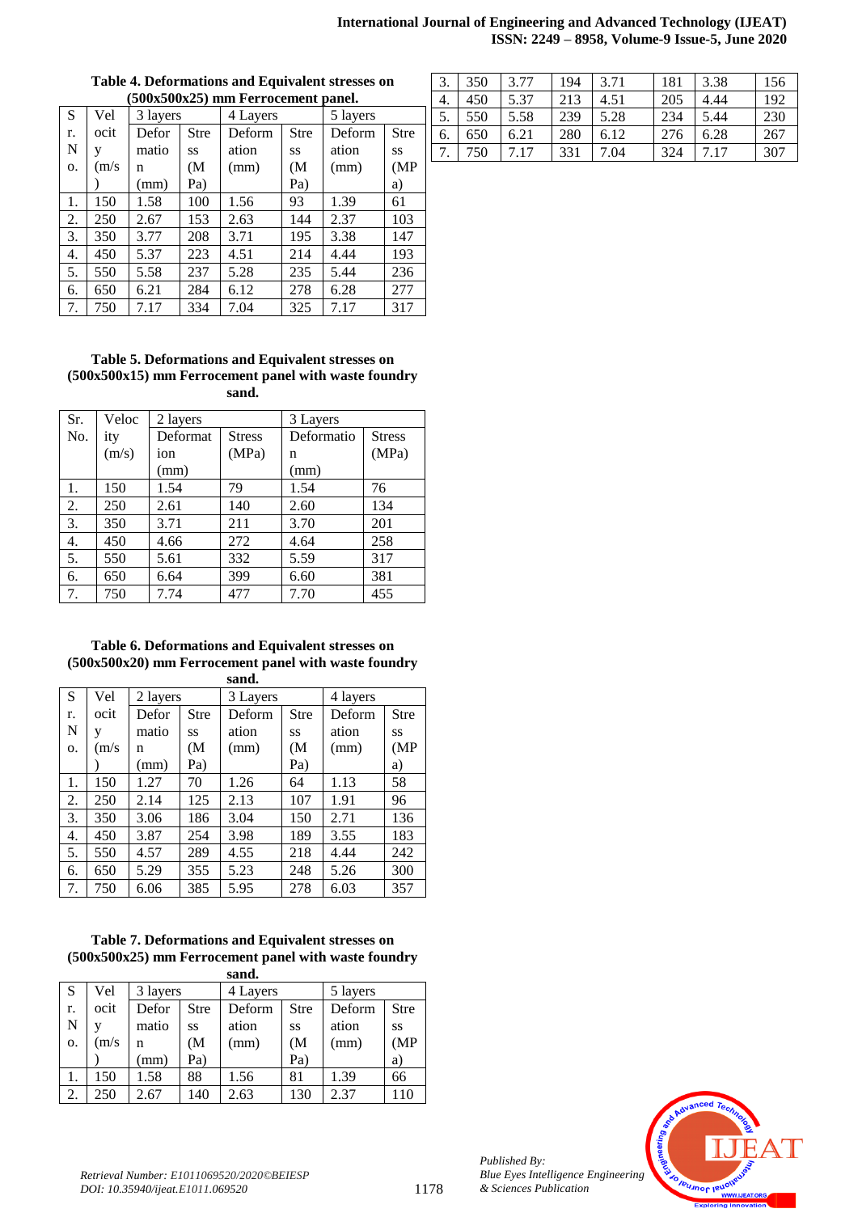**Table 4. Deformations and Equivalent stresses on (500x500x25) mm Ferrocement panel.**

| Sr. No. | Velocity (m/s) | 3 layers | | 4 Layers | | 5 layers | |
|---|---|---|---|---|---|---|---|
| | | Deformation (mm) | Stress (MPa) | Deformation (mm) | Stress (MPa) | Deformation (mm) | Stress (MPa) |
| 1. | 150 | 1.58 | 100 | 1.56 | 93 | 1.39 | 61 |
| 2. | 250 | 2.67 | 153 | 2.63 | 144 | 2.37 | 103 |
| 3. | 350 | 3.77 | 208 | 3.71 | 195 | 3.38 | 147 |
| 4. | 450 | 5.37 | 223 | 4.51 | 214 | 4.44 | 193 |
| 5. | 550 | 5.58 | 237 | 5.28 | 235 | 5.44 | 236 |
| 6. | 650 | 6.21 | 284 | 6.12 | 278 | 6.28 | 277 |
| 7. | 750 | 7.17 | 334 | 7.04 | 325 | 7.17 | 317 |

**Table 5. Deformations and Equivalent stresses on (500x500x15) mm Ferrocement panel with waste foundry sand.**

| Sr. No. | Velocity (m/s) | 2 layers | | 3 Layers | |
|---|---|---|---|---|---|
| | | Deformation (mm) | Stress (MPa) | Deformation (mm) | Stress (MPa) |
| 1. | 150 | 1.54 | 79 | 1.54 | 76 |
| 2. | 250 | 2.61 | 140 | 2.60 | 134 |
| 3. | 350 | 3.71 | 211 | 3.70 | 201 |
| 4. | 450 | 4.66 | 272 | 4.64 | 258 |
| 5. | 550 | 5.61 | 332 | 5.59 | 317 |
| 6. | 650 | 6.64 | 399 | 6.60 | 381 |
| 7. | 750 | 7.74 | 477 | 7.70 | 455 |

**Table 6. Deformations and Equivalent stresses on (500x500x20) mm Ferrocement panel with waste foundry sand.**

| Sr. No. | Velocity (m/s) | 2 layers | | 3 Layers | | 4 layers | |
|---|---|---|---|---|---|---|---|
| | | Deformation (mm) | Stress (MPa) | Deformation (mm) | Stress (MPa) | Deformation (mm) | Stress (MPa) |
| 1. | 150 | 1.27 | 70 | 1.26 | 64 | 1.13 | 58 |
| 2. | 250 | 2.14 | 125 | 2.13 | 107 | 1.91 | 96 |
| 3. | 350 | 3.06 | 186 | 3.04 | 150 | 2.71 | 136 |
| 4. | 450 | 3.87 | 254 | 3.98 | 189 | 3.55 | 183 |
| 5. | 550 | 4.57 | 289 | 4.55 | 218 | 4.44 | 242 |
| 6. | 650 | 5.29 | 355 | 5.23 | 248 | 5.26 | 300 |
| 7. | 750 | 6.06 | 385 | 5.95 | 278 | 6.03 | 357 |

**Table 7. Deformations and Equivalent stresses on (500x500x25) mm Ferrocement panel with waste foundry sand.**

| Sr. No. | Velocity (m/s) | 3 layers | | 4 Layers | | 5 layers | |
|---|---|---|---|---|---|---|---|
| | | Deformation (mm) | Stress (MPa) | Deformation (mm) | Stress (MPa) | Deformation (mm) | Stress (MPa) |
| 1. | 150 | 1.58 | 88 | 1.56 | 81 | 1.39 | 66 |
| 2. | 250 | 2.67 | 140 | 2.63 | 130 | 2.37 | 110 |
| 3. | 350 | 3.77 | 194 | 3.71 | 181 | 3.38 | 156 |
| 4. | 450 | 5.37 | 213 | 4.51 | 205 | 4.44 | 192 |
| 5. | 550 | 5.58 | 239 | 5.28 | 234 | 5.44 | 230 |
| 6. | 650 | 6.21 | 280 | 6.12 | 276 | 6.28 | 267 |
| 7. | 750 | 7.17 | 331 | 7.04 | 324 | 7.17 | 307 |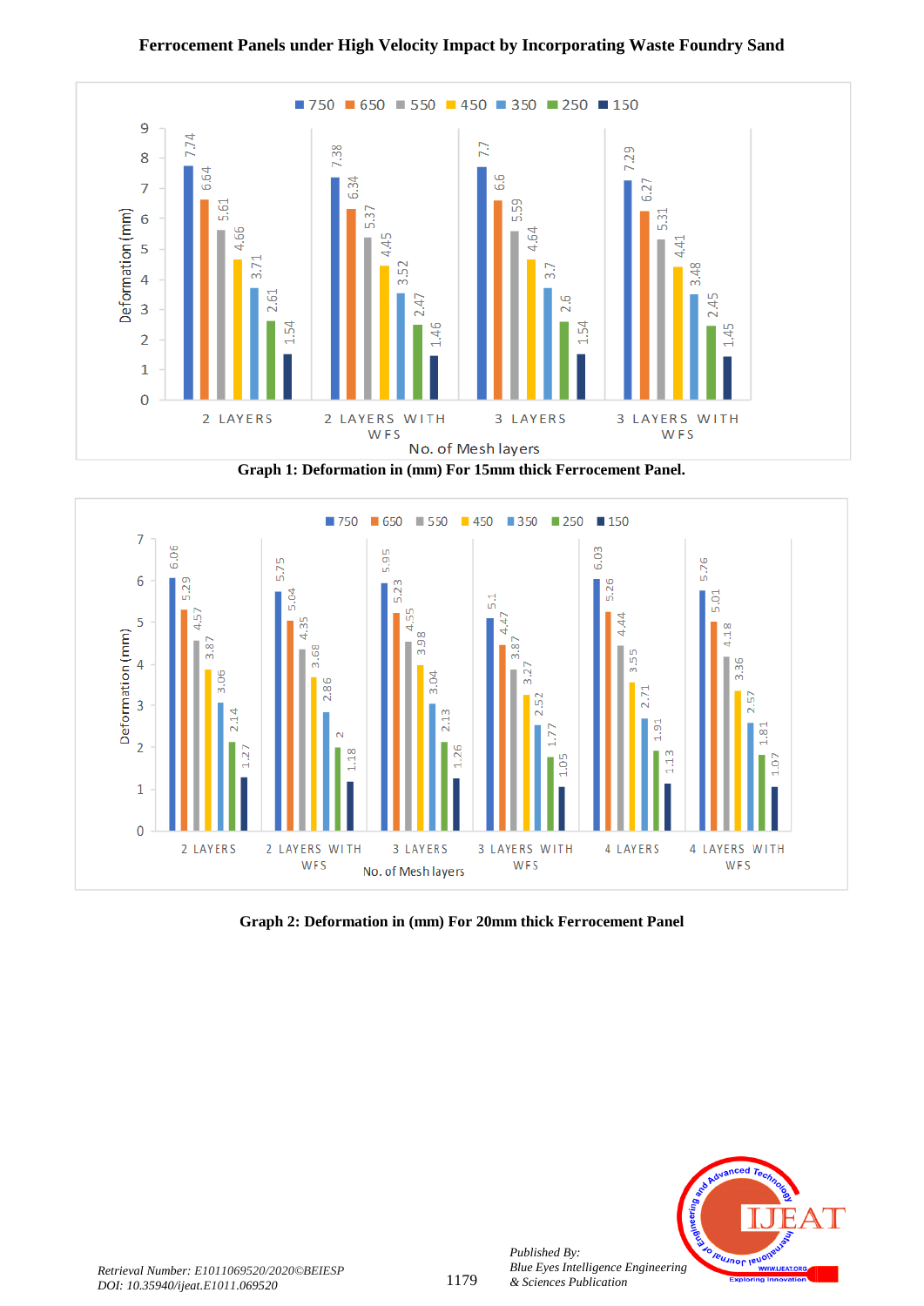| No. of Mesh layers | 750 | 650 | 550 | 450 | 350 | 250 | 150 |
|---|---|---|---|---|---|---|---|
| 2 LAYERS | 7.74 | 6.64 | 5.61 | 4.66 | 3.71 | 2.61 | 1.54 |
| 2 LAYERS WITH WFS | 7.38 | 6.34 | 5.37 | 4.45 | 3.52 | 2.47 | 1.46 |
| 3 LAYERS | 7.7 | 6.6 | 5.59 | 4.64 | 3.7 | 2.6 | 1.54 |
| 3 LAYERS WITH WFS | 7.29 | 6.27 | 5.31 | 4.41 | 3.48 | 2.45 | 1.45 |

Deformation (mm)

**Graph 1: Deformation in (mm) For 15mm thick Ferrocement Panel.**

| No. of Mesh layers | 750 | 650 | 550 | 450 | 350 | 250 | 150 |
|---|---|---|---|---|---|---|---|
| 2 LAYERS | 6.06 | 5.29 | 4.57 | 3.87 | 3.06 | 2.14 | 1.27 |
| 2 LAYERS WITH WFS | 5.75 | 5.04 | 4.35 | 3.68 | 2.86 | 2 | 1.18 |
| 3 LAYERS | 5.95 | 5.23 | 4.55 | 3.98 | 3.04 | 2.13 | 1.26 |
| 3 LAYERS WITH WFS | 5.1 | 4.47 | 3.87 | 3.27 | 2.52 | 1.77 | 1.05 |
| 4 LAYERS | 6.03 | 5.26 | 4.44 | 3.55 | 2.71 | 1.91 | 1.13 |
| 4 LAYERS WITH WFS | 5.76 | 5.01 | 4.18 | 3.36 | 2.57 | 1.81 | 1.07 |

Deformation (mm)

**Graph 2: Deformation in (mm) For 20mm thick Ferrocement Panel**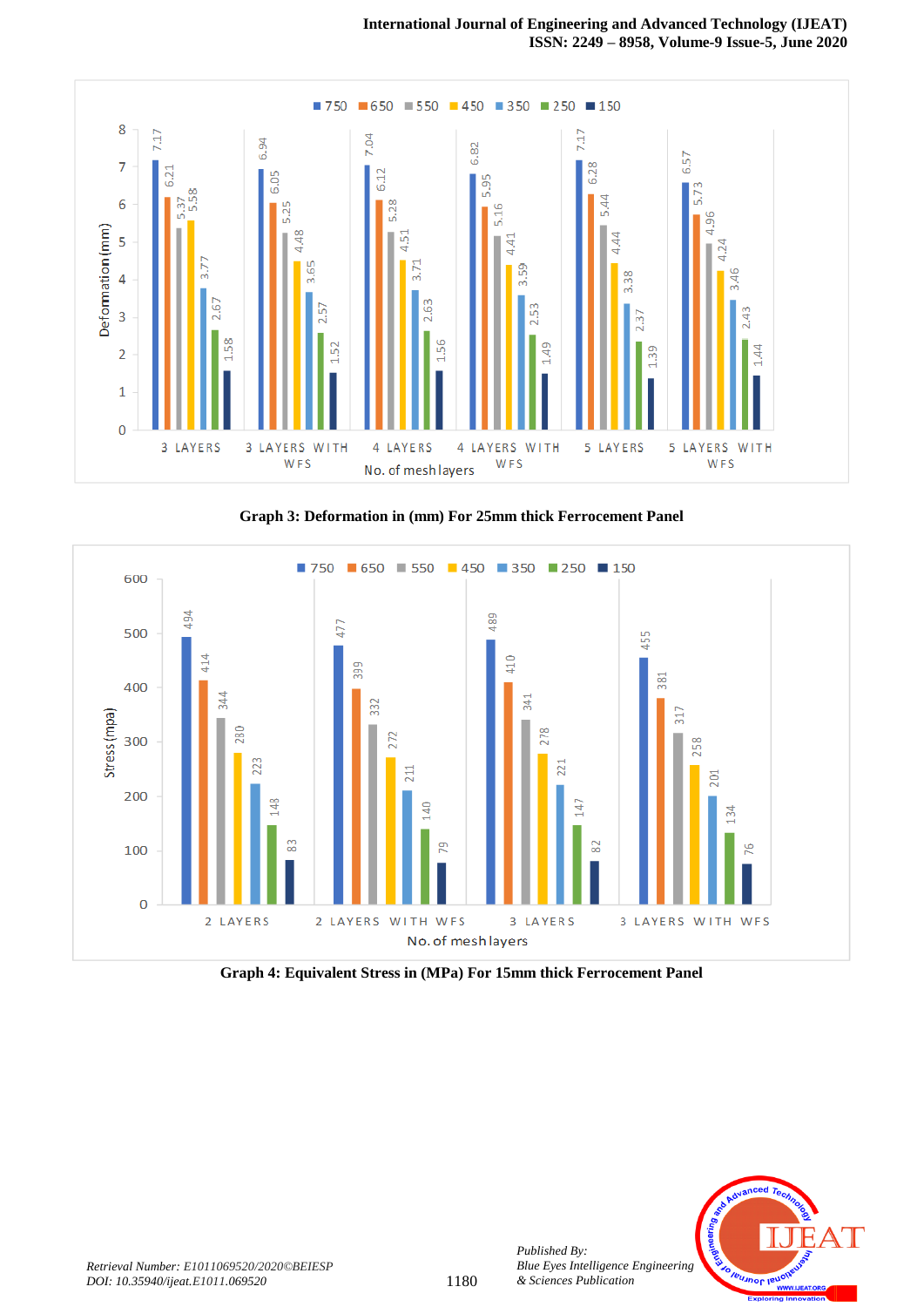**Graph 3: Deformation in (mm) For 25mm thick Ferrocement Panel**

| No. of mesh layers | 750 | 650 | 550 | 450 | 350 | 250 | 150 |
|---|---|---|---|---|---|---|---|
| 3 LAYERS | 7.17 | 6.21 | 5.37 | 5.58 | 3.77 | 2.67 | 1.58 |
| 3 LAYERS WITH WFS | 6.94 | 6.05 | 5.25 | 4.48 | 3.65 | 2.57 | 1.52 |
| 4 LAYERS | 7.04 | 6.12 | 5.28 | 4.51 | 3.71 | 2.63 | 1.56 |
| 4 LAYERS WITH WFS | 6.82 | 5.95 | 5.16 | 4.41 | 3.59 | 2.53 | 1.49 |
| 5 LAYERS | 7.17 | 6.28 | 5.44 | 4.44 | 3.38 | 2.37 | 1.39 |
| 5 LAYERS WITH WFS | 6.57 | 5.73 | 4.96 | 4.24 | 3.46 | 2.43 | 1.44 |

**Graph 4: Equivalent Stress in (MPa) For 15mm thick Ferrocement Panel**

| No. of mesh layers | 750 | 650 | 550 | 450 | 350 | 250 | 150 |
|---|---|---|---|---|---|---|---|
| 2 LAYERS | 494 | 414 | 344 | 280 | 223 | 148 | 83 |
| 2 LAYERS WITH WFS | 477 | 399 | 332 | 272 | 211 | 140 | 79 |
| 3 LAYERS | 489 | 410 | 341 | 278 | 221 | 147 | 82 |
| 3 LAYERS WITH WFS | 455 | 381 | 317 | 258 | 201 | 134 | 76 |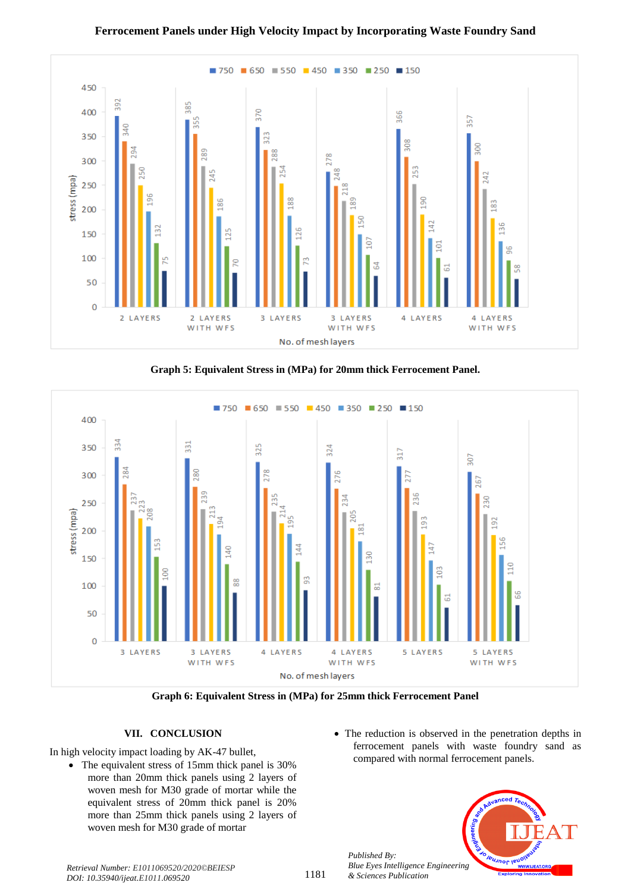Graph 5: Equivalent Stress in (MPa) for 20mm thick Ferrocement Panel.

Graph 6: Equivalent Stress in (MPa) for 25mm thick Ferrocement Panel

## VII. CONCLUSION

In high velocity impact loading by AK-47 bullet,

- The equivalent stress of 15mm thick panel is 30% more than 20mm thick panels using 2 layers of woven mesh for M30 grade of mortar while the equivalent stress of 20mm thick panel is 20% more than 25mm thick panels using 2 layers of woven mesh for M30 grade of mortar
- The reduction is observed in the penetration depths in ferrocement panels with waste foundry sand as compared with normal ferrocement panels.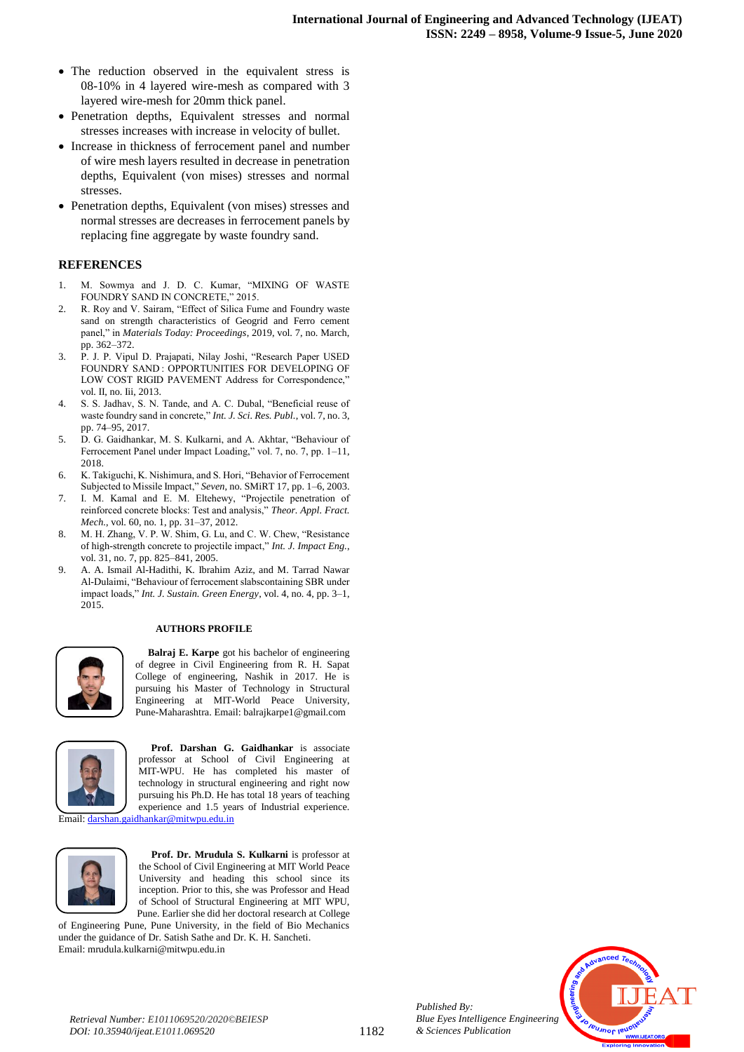- The reduction observed in the equivalent stress is 08-10% in 4 layered wire-mesh as compared with 3 layered wire-mesh for 20mm thick panel.
- Penetration depths, Equivalent stresses and normal stresses increases with increase in velocity of bullet.
- Increase in thickness of ferrocement panel and number of wire mesh layers resulted in decrease in penetration depths, Equivalent (von mises) stresses and normal stresses.
- Penetration depths, Equivalent (von mises) stresses and normal stresses are decreases in ferrocement panels by replacing fine aggregate by waste foundry sand.

## REFERENCES

1. M. Sowmya and J. D. C. Kumar, "MIXING OF WASTE FOUNDRY SAND IN CONCRETE," 2015.
2. R. Roy and V. Sairam, "Effect of Silica Fume and Foundry waste sand on strength characteristics of Geogrid and Ferro cement panel," in *Materials Today: Proceedings*, 2019, vol. 7, no. March, pp. 362–372.
3. P. J. P. Vipul D. Prajapati, Nilay Joshi, "Research Paper USED FOUNDRY SAND : OPPORTUNITIES FOR DEVELOPING OF LOW COST RIGID PAVEMENT Address for Correspondence," vol. II, no. Iii, 2013.
4. S. S. Jadhav, S. N. Tande, and A. C. Dubal, "Beneficial reuse of waste foundry sand in concrete," *Int. J. Sci. Res. Publ.*, vol. 7, no. 3, pp. 74–95, 2017.
5. D. G. Gaidhankar, M. S. Kulkarni, and A. Akhtar, "Behaviour of Ferrocement Panel under Impact Loading," vol. 7, no. 7, pp. 1–11, 2018.
6. K. Takiguchi, K. Nishimura, and S. Hori, "Behavior of Ferrocement Subjected to Missile Impact," *Seven*, no. SMiRT 17, pp. 1–6, 2003.
7. I. M. Kamal and E. M. Eltehewy, "Projectile penetration of reinforced concrete blocks: Test and analysis," *Theor. Appl. Fract. Mech.*, vol. 60, no. 1, pp. 31–37, 2012.
8. M. H. Zhang, V. P. W. Shim, G. Lu, and C. W. Chew, "Resistance of high-strength concrete to projectile impact," *Int. J. Impact Eng.*, vol. 31, no. 7, pp. 825–841, 2005.
9. A. A. Ismail Al-Hadithi, K. Ibrahim Aziz, and M. Tarrad Nawar Al-Dulaimi, "Behaviour of ferrocement slabscontaining SBR under impact loads," *Int. J. Sustain. Green Energy*, vol. 4, no. 4, pp. 3–1, 2015.

### AUTHORS PROFILE

**Balraj E. Karpe** got his bachelor of engineering of degree in Civil Engineering from R. H. Sapat College of engineering, Nashik in 2017. He is pursuing his Master of Technology in Structural Engineering at MIT-World Peace University, Pune-Maharashtra. Email: balrajkarpe1@gmail.com

**Prof. Darshan G. Gaidhankar** is associate professor at School of Civil Engineering at MIT-WPU. He has completed his master of technology in structural engineering and right now pursuing his Ph.D. He has total 18 years of teaching experience and 1.5 years of Industrial experience. Email: darshan.gaidhankar@mitwpu.edu.in

**Prof. Dr. Mrudula S. Kulkarni** is professor at the School of Civil Engineering at MIT World Peace University and heading this school since its inception. Prior to this, she was Professor and Head of School of Structural Engineering at MIT WPU, Pune. Earlier she did her doctoral research at College of Engineering Pune, Pune University, in the field of Bio Mechanics under the guidance of Dr. Satish Sathe and Dr. K. H. Sancheti. Email: mrudula.kulkarni@mitwpu.edu.in